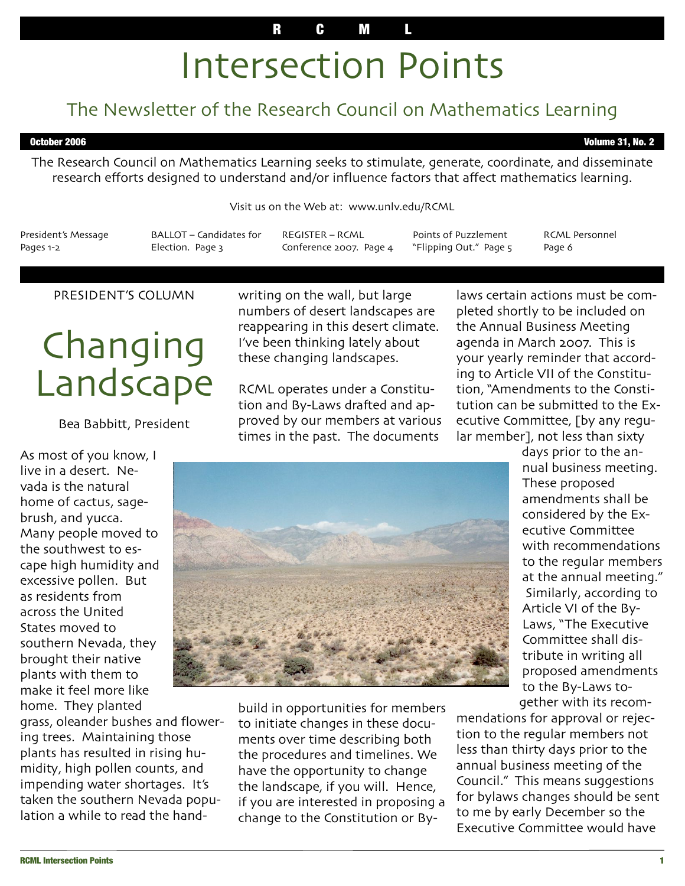R C M L

# Intersection Points

## The Newsletter of the Research Council on Mathematics Learning

**October 2006** **Volume 31, No. 2**

The Research Council on Mathematics Learning seeks to stimulate, generate, coordinate, and disseminate research efforts designed to understand and/or influence factors that affect mathematics learning.

Visit us on the Web at: www.unlv.edu/RCML

| President's Message Pages 1-2 | BALLOT – Candidates for Election. Page 3 | REGISTER – RCML Conference 2007. Page 4 | Points of Puzzlement "Flipping Out." Page 5 | RCML Personnel Page 6 |
|---|---|---|---|---|

PRESIDENT'S COLUMN

# Changing Landscape

Bea Babbitt, President

As most of you know, I live in a desert. Nevada is the natural home of cactus, sagebrush, and yucca. Many people moved to the southwest to escape high humidity and excessive pollen. But as residents from across the United States moved to southern Nevada, they brought their native plants with them to make it feel more like home. They planted grass, oleander bushes and flowering trees. Maintaining those plants has resulted in rising humidity, high pollen counts, and impending water shortages. It's taken the southern Nevada population a while to read the handwriting on the wall, but large numbers of desert landscapes are reappearing in this desert climate. I've been thinking lately about these changing landscapes.

RCML operates under a Constitution and By-Laws drafted and approved by our members at various times in the past. The documents build in opportunities for members to initiate changes in these documents over time describing both the procedures and timelines. We have the opportunity to change the landscape, if you will. Hence, if you are interested in proposing a change to the Constitution or By-laws certain actions must be completed shortly to be included on the Annual Business Meeting agenda in March 2007. This is your yearly reminder that according to Article VII of the Constitution, "Amendments to the Constitution can be submitted to the Executive Committee, [by any regular member], not less than sixty days prior to the annual business meeting. These proposed amendments shall be considered by the Executive Committee with recommendations to the regular members at the annual meeting." Similarly, according to Article VI of the By-Laws, "The Executive Committee shall distribute in writing all proposed amendments to the By-Laws together with its recommendations for approval or rejection to the regular members not less than thirty days prior to the annual business meeting of the Council." This means suggestions for bylaws changes should be sent to me by early December so the Executive Committee would have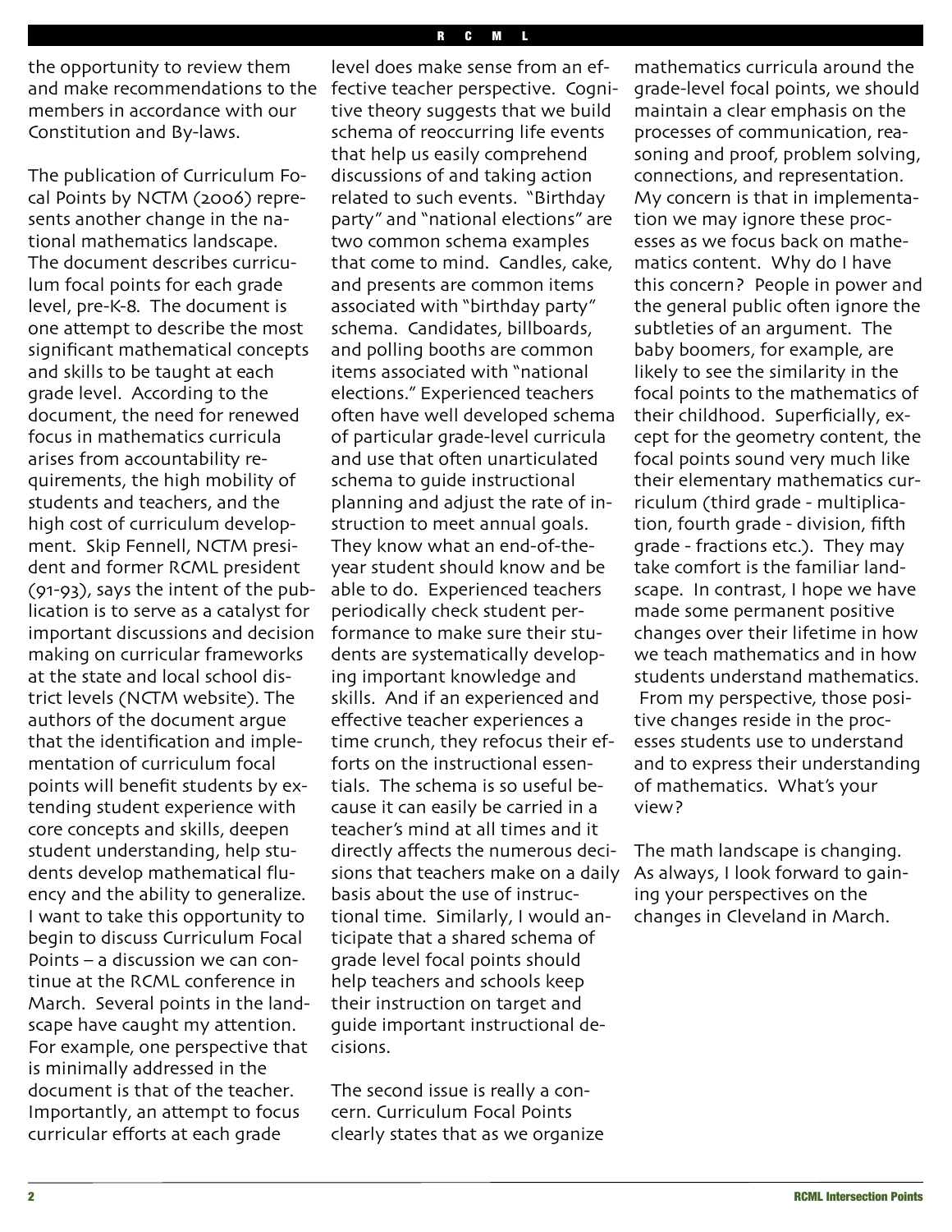the opportunity to review them and make recommendations to the members in accordance with our Constitution and By-laws.

The publication of Curriculum Focal Points by NCTM (2006) represents another change in the national mathematics landscape. The document describes curriculum focal points for each grade level, pre-K-8. The document is one attempt to describe the most significant mathematical concepts and skills to be taught at each grade level. According to the document, the need for renewed focus in mathematics curricula arises from accountability requirements, the high mobility of students and teachers, and the high cost of curriculum development. Skip Fennell, NCTM president and former RCML president (91-93), says the intent of the publication is to serve as a catalyst for important discussions and decision making on curricular frameworks at the state and local school district levels (NCTM website). The authors of the document argue that the identification and implementation of curriculum focal points will benefit students by extending student experience with core concepts and skills, deepen student understanding, help students develop mathematical fluency and the ability to generalize. I want to take this opportunity to begin to discuss Curriculum Focal Points – a discussion we can continue at the RCML conference in March. Several points in the landscape have caught my attention. For example, one perspective that is minimally addressed in the document is that of the teacher. Importantly, an attempt to focus curricular efforts at each grade level does make sense from an effective teacher perspective. Cognitive theory suggests that we build schema of reoccurring life events that help us easily comprehend discussions of and taking action related to such events. "Birthday party" and "national elections" are two common schema examples that come to mind. Candles, cake, and presents are common items associated with "birthday party" schema. Candidates, billboards, and polling booths are common items associated with "national elections." Experienced teachers often have well developed schema of particular grade-level curricula and use that often unarticulated schema to guide instructional planning and adjust the rate of instruction to meet annual goals. They know what an end-of-the-year student should know and be able to do. Experienced teachers periodically check student performance to make sure their students are systematically developing important knowledge and skills. And if an experienced and effective teacher experiences a time crunch, they refocus their efforts on the instructional essentials. The schema is so useful because it can easily be carried in a teacher's mind at all times and it directly affects the numerous decisions that teachers make on a daily basis about the use of instructional time. Similarly, I would anticipate that a shared schema of grade level focal points should help teachers and schools keep their instruction on target and guide important instructional decisions.

The second issue is really a concern. Curriculum Focal Points clearly states that as we organize mathematics curricula around the grade-level focal points, we should maintain a clear emphasis on the processes of communication, reasoning and proof, problem solving, connections, and representation. My concern is that in implementation we may ignore these processes as we focus back on mathematics content. Why do I have this concern? People in power and the general public often ignore the subtleties of an argument. The baby boomers, for example, are likely to see the similarity in the focal points to the mathematics of their childhood. Superficially, except for the geometry content, the focal points sound very much like their elementary mathematics curriculum (third grade - multiplication, fourth grade - division, fifth grade - fractions etc.). They may take comfort is the familiar landscape. In contrast, I hope we have made some permanent positive changes over their lifetime in how we teach mathematics and in how students understand mathematics. From my perspective, those positive changes reside in the processes students use to understand and to express their understanding of mathematics. What's your view?

The math landscape is changing. As always, I look forward to gaining your perspectives on the changes in Cleveland in March.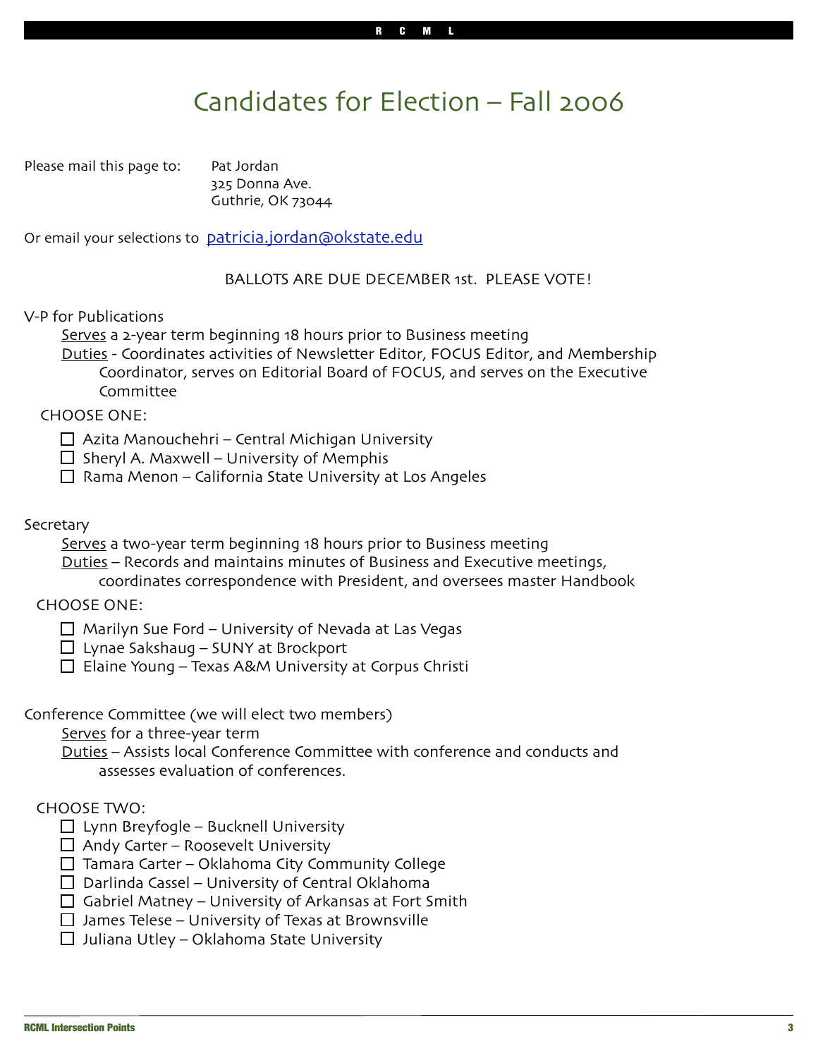# Candidates for Election – Fall 2006

Please mail this page to: Pat Jordan
325 Donna Ave.
Guthrie, OK 73044

Or email your selections to patricia.jordan@okstate.edu

BALLOTS ARE DUE DECEMBER 1st. PLEASE VOTE!

V-P for Publications

<u>Serves</u> a 2-year term beginning 18 hours prior to Business meeting

<u>Duties</u> - Coordinates activities of Newsletter Editor, FOCUS Editor, and Membership Coordinator, serves on Editorial Board of FOCUS, and serves on the Executive Committee

CHOOSE ONE:

- ☐ Azita Manouchehri – Central Michigan University
- ☐ Sheryl A. Maxwell – University of Memphis
- ☐ Rama Menon – California State University at Los Angeles

Secretary

<u>Serves</u> a two-year term beginning 18 hours prior to Business meeting

<u>Duties</u> – Records and maintains minutes of Business and Executive meetings, coordinates correspondence with President, and oversees master Handbook

CHOOSE ONE:

- ☐ Marilyn Sue Ford – University of Nevada at Las Vegas
- ☐ Lynae Sakshaug – SUNY at Brockport
- ☐ Elaine Young – Texas A&M University at Corpus Christi

Conference Committee (we will elect two members)

<u>Serves</u> for a three-year term

<u>Duties</u> – Assists local Conference Committee with conference and conducts and assesses evaluation of conferences.

CHOOSE TWO:

- ☐ Lynn Breyfogle – Bucknell University
- ☐ Andy Carter – Roosevelt University
- ☐ Tamara Carter – Oklahoma City Community College
- ☐ Darlinda Cassel – University of Central Oklahoma
- ☐ Gabriel Matney – University of Arkansas at Fort Smith
- ☐ James Telese – University of Texas at Brownsville
- ☐ Juliana Utley – Oklahoma State University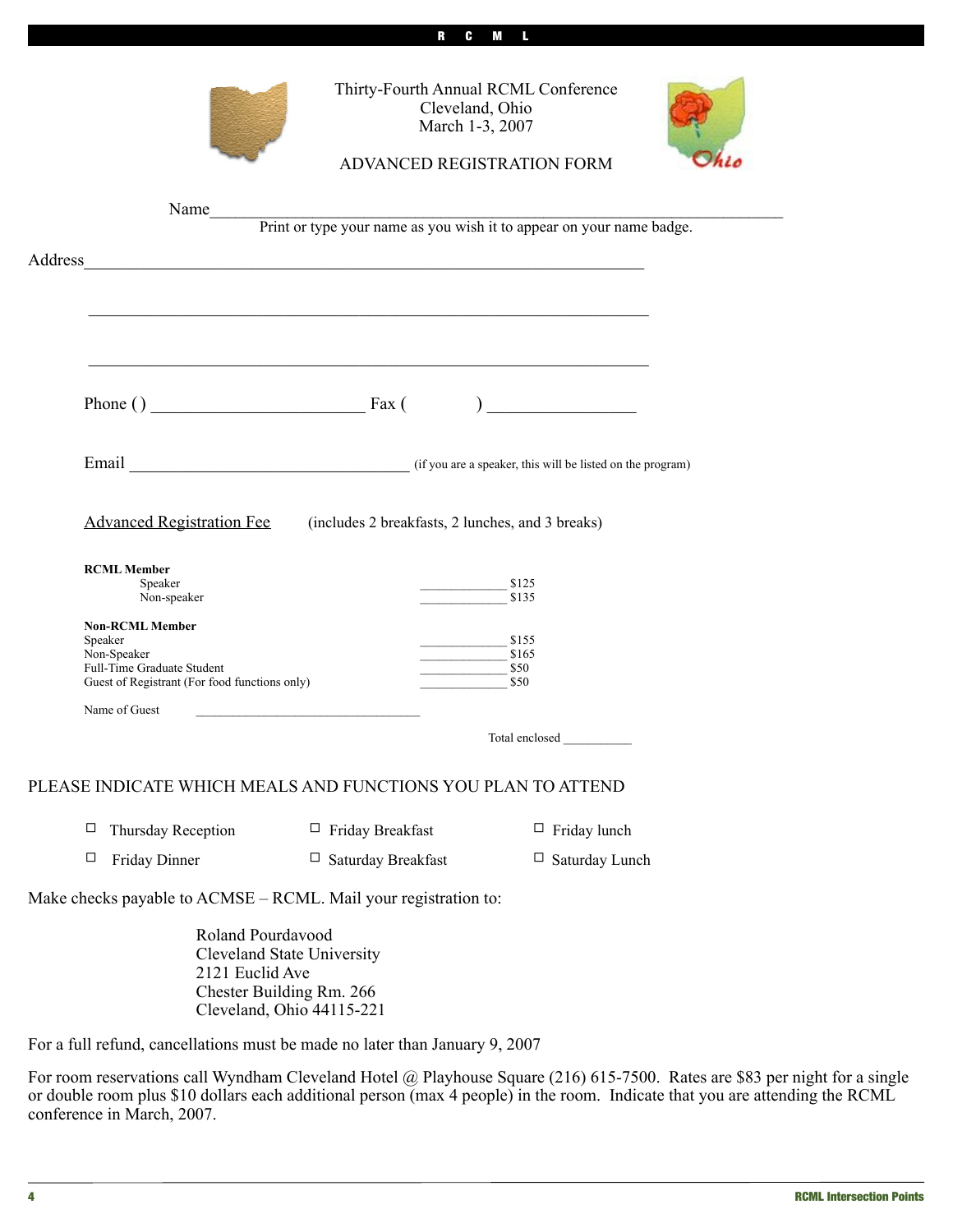Thirty-Fourth Annual RCML Conference
Cleveland, Ohio
March 1-3, 2007

ADVANCED REGISTRATION FORM

Name_______________________________________________________________

Print or type your name as you wish it to appear on your name badge.

Address_______________________________________________________________

_______________________________________________________________

_______________________________________________________________

Phone () _______________________ Fax ( ) _______________

Email ______________________________ (if you are a speaker, this will be listed on the program)

Advanced Registration Fee (includes 2 breakfasts, 2 lunches, and 3 breaks)

**RCML Member**

| | | |
|---|---|---|
| Speaker | ____________ | $125 |
| Non-speaker | ____________ | $135 |

**Non-RCML Member**

| | | |
|---|---|---|
| Speaker | ____________ | $155 |
| Non-Speaker | ____________ | $165 |
| Full-Time Graduate Student | ____________ | $50 |
| Guest of Registrant (For food functions only) | ____________ | $50 |

Name of Guest ______________________________

Total enclosed __________

PLEASE INDICATE WHICH MEALS AND FUNCTIONS YOU PLAN TO ATTEND

☐ Thursday Reception ☐ Friday Breakfast ☐ Friday lunch

☐ Friday Dinner ☐ Saturday Breakfast ☐ Saturday Lunch

Make checks payable to ACMSE – RCML. Mail your registration to:

Roland Pourdavood
Cleveland State University
2121 Euclid Ave
Chester Building Rm. 266
Cleveland, Ohio 44115-221

For a full refund, cancellations must be made no later than January 9, 2007

For room reservations call Wyndham Cleveland Hotel @ Playhouse Square (216) 615-7500. Rates are $83 per night for a single or double room plus $10 dollars each additional person (max 4 people) in the room. Indicate that you are attending the RCML conference in March, 2007.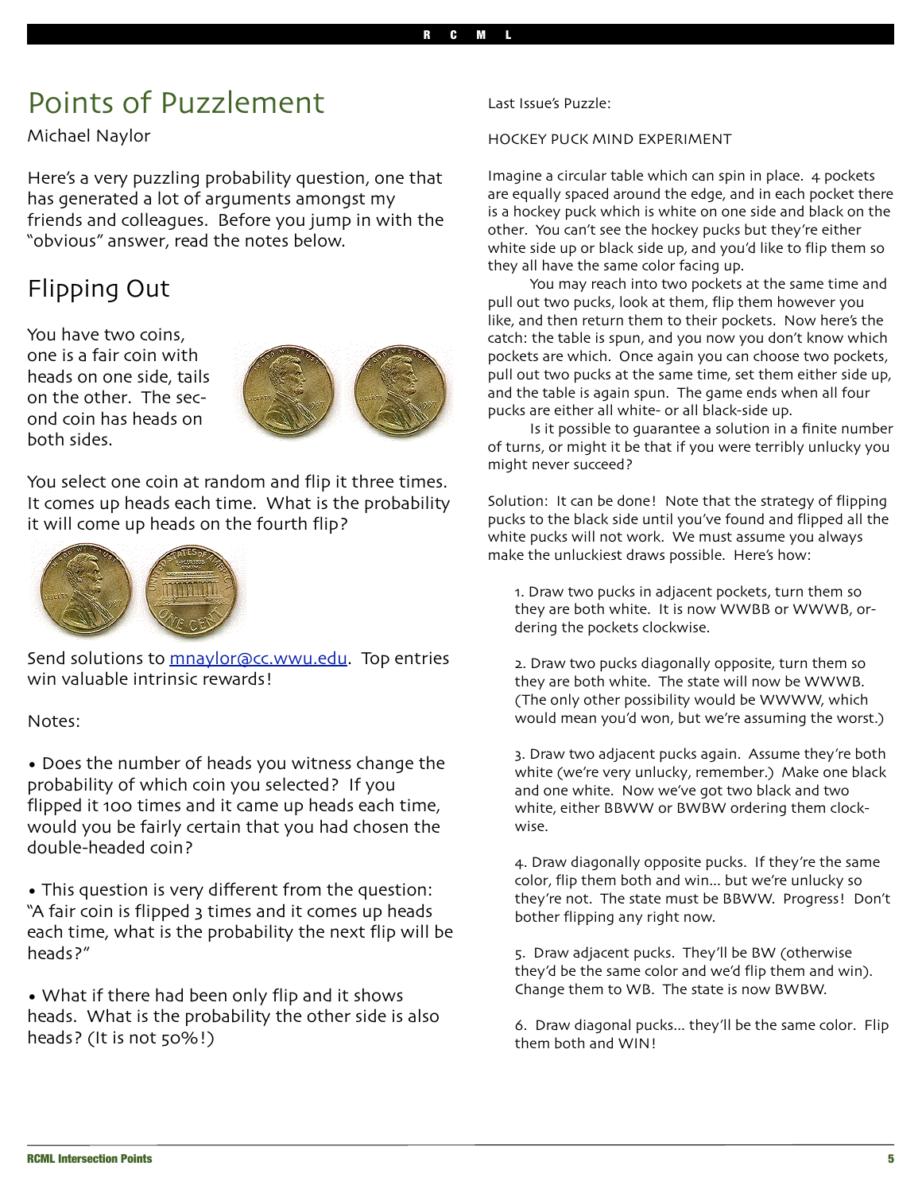# Points of Puzzlement

Michael Naylor

Here's a very puzzling probability question, one that has generated a lot of arguments amongst my friends and colleagues. Before you jump in with the "obvious" answer, read the notes below.

## Flipping Out

You have two coins, one is a fair coin with heads on one side, tails on the other. The second coin has heads on both sides.

You select one coin at random and flip it three times. It comes up heads each time. What is the probability it will come up heads on the fourth flip?

Send solutions to mnaylor@cc.wwu.edu. Top entries win valuable intrinsic rewards!

Notes:

• Does the number of heads you witness change the probability of which coin you selected? If you flipped it 100 times and it came up heads each time, would you be fairly certain that you had chosen the double-headed coin?

• This question is very different from the question: "A fair coin is flipped 3 times and it comes up heads each time, what is the probability the next flip will be heads?"

• What if there had been only flip and it shows heads. What is the probability the other side is also heads? (It is not 50%!)

Last Issue's Puzzle:

HOCKEY PUCK MIND EXPERIMENT

Imagine a circular table which can spin in place. 4 pockets are equally spaced around the edge, and in each pocket there is a hockey puck which is white on one side and black on the other. You can't see the hockey pucks but they're either white side up or black side up, and you'd like to flip them so they all have the same color facing up.

You may reach into two pockets at the same time and pull out two pucks, look at them, flip them however you like, and then return them to their pockets. Now here's the catch: the table is spun, and you now you don't know which pockets are which. Once again you can choose two pockets, pull out two pucks at the same time, set them either side up, and the table is again spun. The game ends when all four pucks are either all white- or all black-side up.

Is it possible to guarantee a solution in a finite number of turns, or might it be that if you were terribly unlucky you might never succeed?

Solution: It can be done! Note that the strategy of flipping pucks to the black side until you've found and flipped all the white pucks will not work. We must assume you always make the unluckiest draws possible. Here's how:

1. Draw two pucks in adjacent pockets, turn them so they are both white. It is now WWBB or WWWB, ordering the pockets clockwise.

2. Draw two pucks diagonally opposite, turn them so they are both white. The state will now be WWWB. (The only other possibility would be WWWW, which would mean you'd won, but we're assuming the worst.)

3. Draw two adjacent pucks again. Assume they're both white (we're very unlucky, remember.) Make one black and one white. Now we've got two black and two white, either BBWW or BWBW ordering them clockwise.

4. Draw diagonally opposite pucks. If they're the same color, flip them both and win... but we're unlucky so they're not. The state must be BBWW. Progress! Don't bother flipping any right now.

5. Draw adjacent pucks. They'll be BW (otherwise they'd be the same color and we'd flip them and win). Change them to WB. The state is now BWBW.

6. Draw diagonal pucks... they'll be the same color. Flip them both and WIN!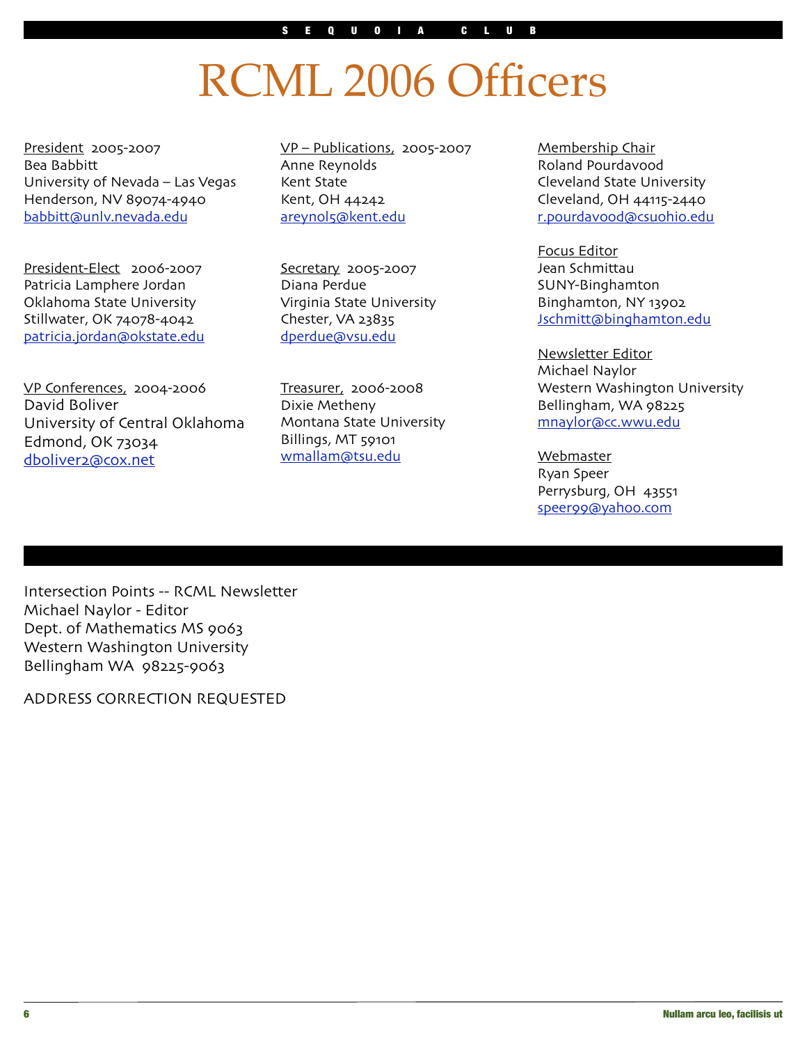# RCML 2006 Officers

President 2005-2007
Bea Babbitt
University of Nevada – Las Vegas
Henderson, NV 89074-4940
babbitt@unlv.nevada.edu

President-Elect 2006-2007
Patricia Lamphere Jordan
Oklahoma State University
Stillwater, OK 74078-4042
patricia.jordan@okstate.edu

VP Conferences, 2004-2006
David Boliver
University of Central Oklahoma
Edmond, OK 73034
dboliver2@cox.net

VP – Publications, 2005-2007
Anne Reynolds
Kent State
Kent, OH 44242
areynol5@kent.edu

Secretary 2005-2007
Diana Perdue
Virginia State University
Chester, VA 23835
dperdue@vsu.edu

Treasurer, 2006-2008
Dixie Metheny
Montana State University
Billings, MT 59101
wmallam@tsu.edu

Membership Chair
Roland Pourdavood
Cleveland State University
Cleveland, OH 44115-2440
r.pourdavood@csuohio.edu

Focus Editor
Jean Schmittau
SUNY-Binghamton
Binghamton, NY 13902
Jschmitt@binghamton.edu

Newsletter Editor
Michael Naylor
Western Washington University
Bellingham, WA 98225
mnaylor@cc.wwu.edu

Webmaster
Ryan Speer
Perrysburg, OH 43551
speer99@yahoo.com

---

Intersection Points -- RCML Newsletter
Michael Naylor - Editor
Dept. of Mathematics MS 9063
Western Washington University
Bellingham WA 98225-9063

ADDRESS CORRECTION REQUESTED